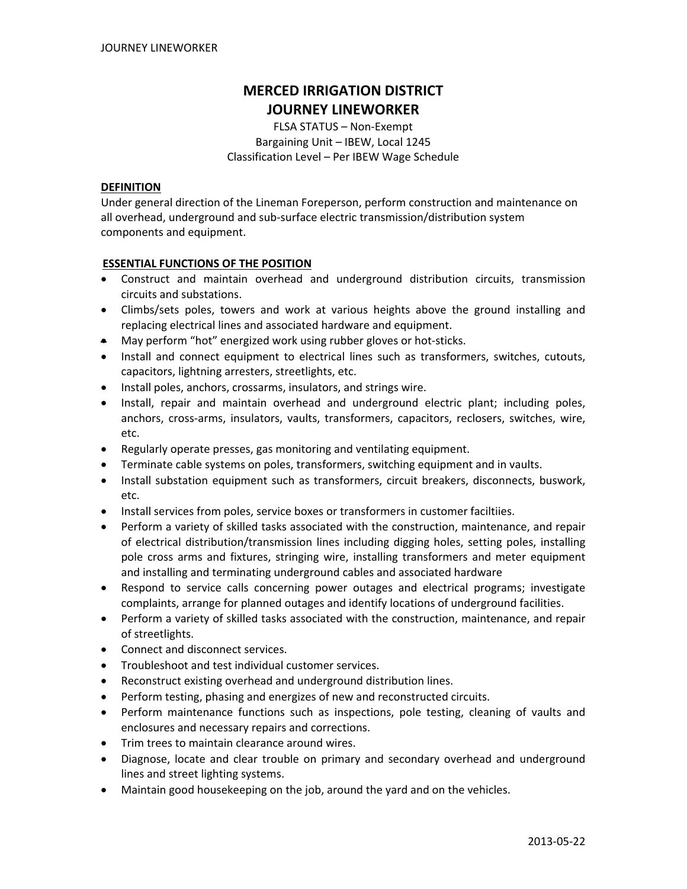# MERCED IRRIGATION DISTRICT
# JOURNEY LINEWORKER

FLSA STATUS – Non-Exempt
Bargaining Unit – IBEW, Local 1245
Classification Level – Per IBEW Wage Schedule

**DEFINITION**

Under general direction of the Lineman Foreperson, perform construction and maintenance on all overhead, underground and sub-surface electric transmission/distribution system components and equipment.

**ESSENTIAL FUNCTIONS OF THE POSITION**

- Construct and maintain overhead and underground distribution circuits, transmission circuits and substations.
- Climbs/sets poles, towers and work at various heights above the ground installing and replacing electrical lines and associated hardware and equipment.
- May perform "hot" energized work using rubber gloves or hot-sticks.
- Install and connect equipment to electrical lines such as transformers, switches, cutouts, capacitors, lightning arresters, streetlights, etc.
- Install poles, anchors, crossarms, insulators, and strings wire.
- Install, repair and maintain overhead and underground electric plant; including poles, anchors, cross-arms, insulators, vaults, transformers, capacitors, reclosers, switches, wire, etc.
- Regularly operate presses, gas monitoring and ventilating equipment.
- Terminate cable systems on poles, transformers, switching equipment and in vaults.
- Install substation equipment such as transformers, circuit breakers, disconnects, buswork, etc.
- Install services from poles, service boxes or transformers in customer faciltiies.
- Perform a variety of skilled tasks associated with the construction, maintenance, and repair of electrical distribution/transmission lines including digging holes, setting poles, installing pole cross arms and fixtures, stringing wire, installing transformers and meter equipment and installing and terminating underground cables and associated hardware
- Respond to service calls concerning power outages and electrical programs; investigate complaints, arrange for planned outages and identify locations of underground facilities.
- Perform a variety of skilled tasks associated with the construction, maintenance, and repair of streetlights.
- Connect and disconnect services.
- Troubleshoot and test individual customer services.
- Reconstruct existing overhead and underground distribution lines.
- Perform testing, phasing and energizes of new and reconstructed circuits.
- Perform maintenance functions such as inspections, pole testing, cleaning of vaults and enclosures and necessary repairs and corrections.
- Trim trees to maintain clearance around wires.
- Diagnose, locate and clear trouble on primary and secondary overhead and underground lines and street lighting systems.
- Maintain good housekeeping on the job, around the yard and on the vehicles.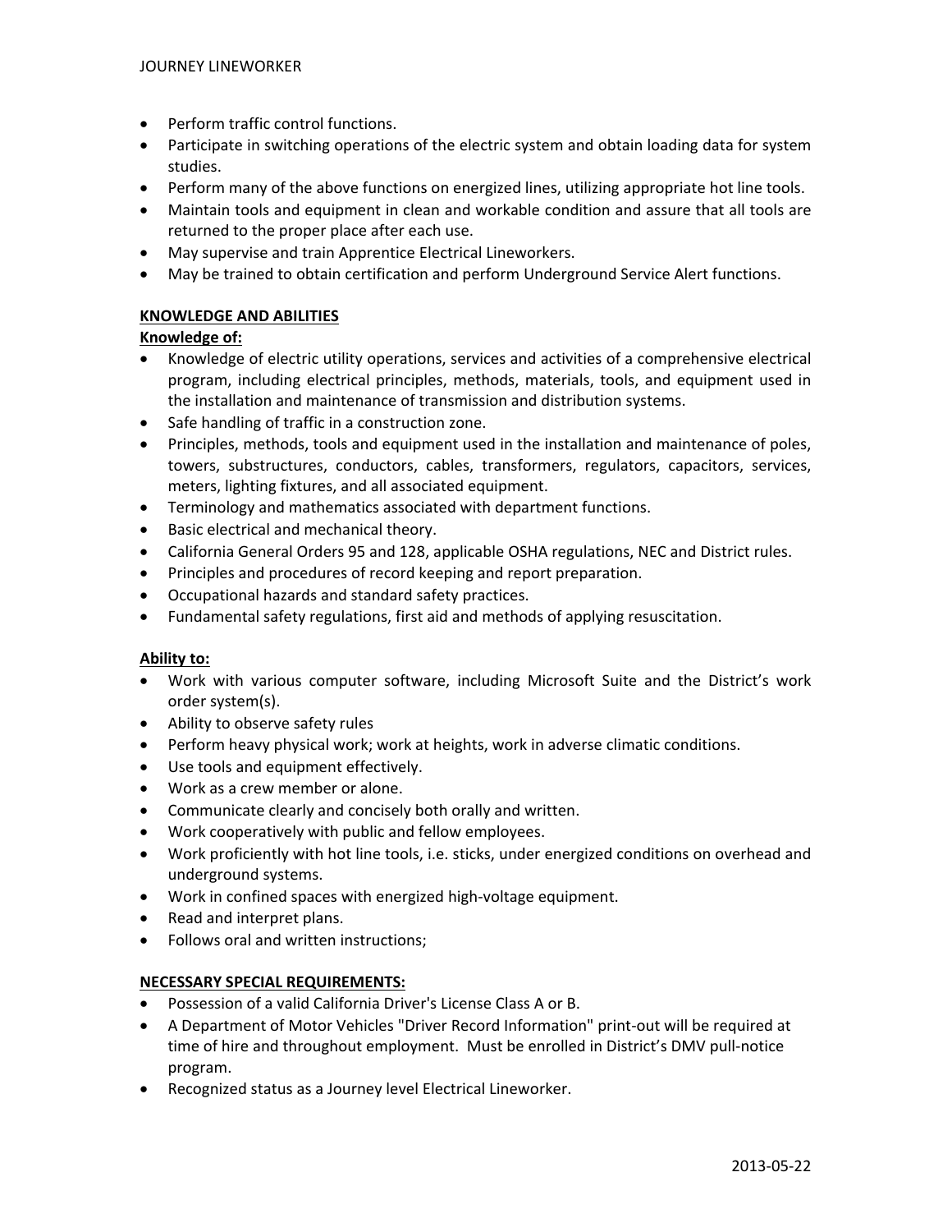- Perform traffic control functions.
- Participate in switching operations of the electric system and obtain loading data for system studies.
- Perform many of the above functions on energized lines, utilizing appropriate hot line tools.
- Maintain tools and equipment in clean and workable condition and assure that all tools are returned to the proper place after each use.
- May supervise and train Apprentice Electrical Lineworkers.
- May be trained to obtain certification and perform Underground Service Alert functions.

**KNOWLEDGE AND ABILITIES**

**Knowledge of:**

- Knowledge of electric utility operations, services and activities of a comprehensive electrical program, including electrical principles, methods, materials, tools, and equipment used in the installation and maintenance of transmission and distribution systems.
- Safe handling of traffic in a construction zone.
- Principles, methods, tools and equipment used in the installation and maintenance of poles, towers, substructures, conductors, cables, transformers, regulators, capacitors, services, meters, lighting fixtures, and all associated equipment.
- Terminology and mathematics associated with department functions.
- Basic electrical and mechanical theory.
- California General Orders 95 and 128, applicable OSHA regulations, NEC and District rules.
- Principles and procedures of record keeping and report preparation.
- Occupational hazards and standard safety practices.
- Fundamental safety regulations, first aid and methods of applying resuscitation.

**Ability to:**

- Work with various computer software, including Microsoft Suite and the District's work order system(s).
- Ability to observe safety rules
- Perform heavy physical work; work at heights, work in adverse climatic conditions.
- Use tools and equipment effectively.
- Work as a crew member or alone.
- Communicate clearly and concisely both orally and written.
- Work cooperatively with public and fellow employees.
- Work proficiently with hot line tools, i.e. sticks, under energized conditions on overhead and underground systems.
- Work in confined spaces with energized high-voltage equipment.
- Read and interpret plans.
- Follows oral and written instructions;

**NECESSARY SPECIAL REQUIREMENTS:**

- Possession of a valid California Driver's License Class A or B.
- A Department of Motor Vehicles "Driver Record Information" print-out will be required at time of hire and throughout employment. Must be enrolled in District's DMV pull-notice program.
- Recognized status as a Journey level Electrical Lineworker.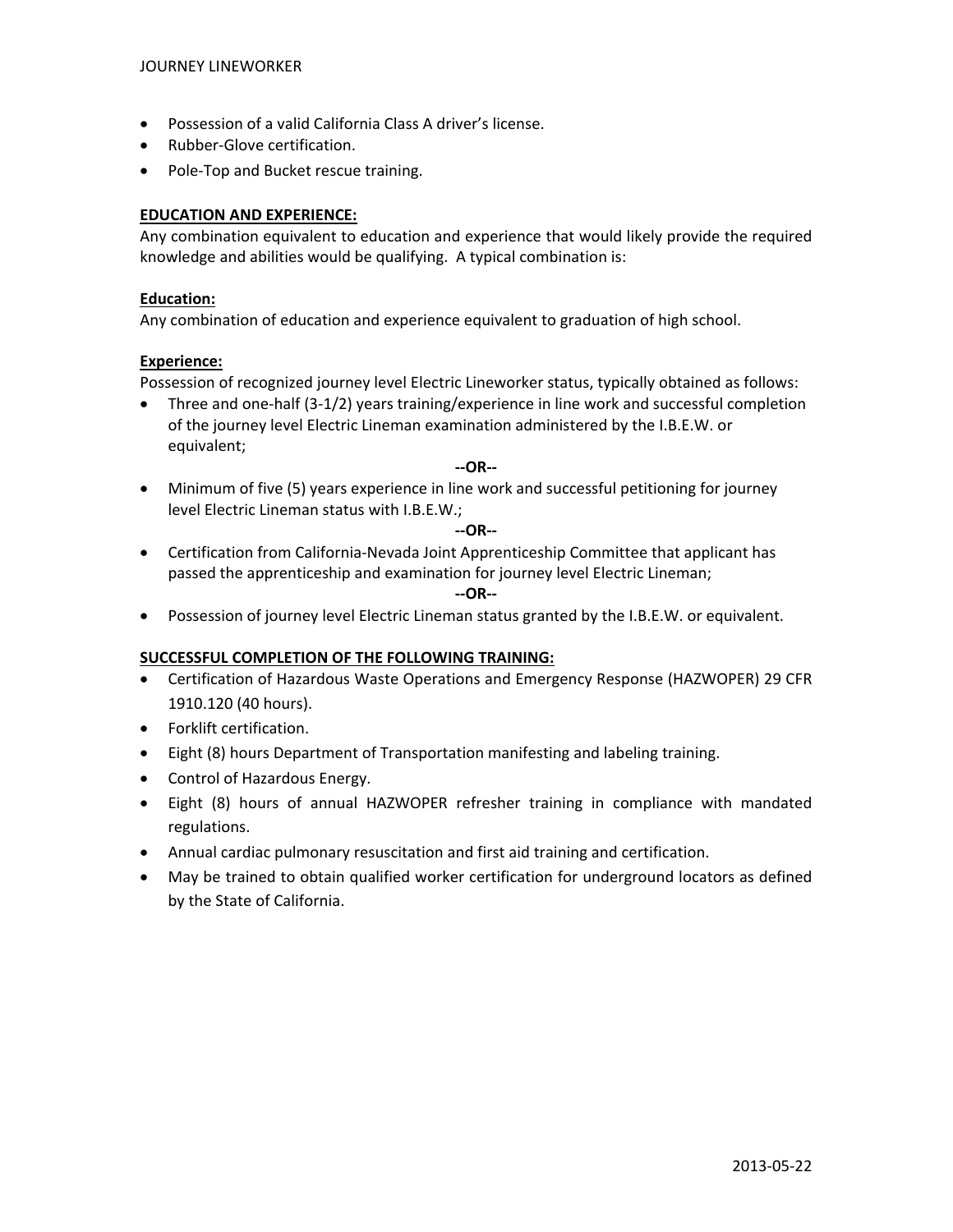- Possession of a valid California Class A driver's license.
- Rubber-Glove certification.
- Pole-Top and Bucket rescue training.

**EDUCATION AND EXPERIENCE:**

Any combination equivalent to education and experience that would likely provide the required knowledge and abilities would be qualifying. A typical combination is:

**Education:**

Any combination of education and experience equivalent to graduation of high school.

**Experience:**

Possession of recognized journey level Electric Lineworker status, typically obtained as follows:

- Three and one-half (3-1/2) years training/experience in line work and successful completion of the journey level Electric Lineman examination administered by the I.B.E.W. or equivalent;

**--OR--**

- Minimum of five (5) years experience in line work and successful petitioning for journey level Electric Lineman status with I.B.E.W.;

**--OR--**

- Certification from California-Nevada Joint Apprenticeship Committee that applicant has passed the apprenticeship and examination for journey level Electric Lineman;

**--OR--**

- Possession of journey level Electric Lineman status granted by the I.B.E.W. or equivalent.

**SUCCESSFUL COMPLETION OF THE FOLLOWING TRAINING:**

- Certification of Hazardous Waste Operations and Emergency Response (HAZWOPER) 29 CFR 1910.120 (40 hours).
- Forklift certification.
- Eight (8) hours Department of Transportation manifesting and labeling training.
- Control of Hazardous Energy.
- Eight (8) hours of annual HAZWOPER refresher training in compliance with mandated regulations.
- Annual cardiac pulmonary resuscitation and first aid training and certification.
- May be trained to obtain qualified worker certification for underground locators as defined by the State of California.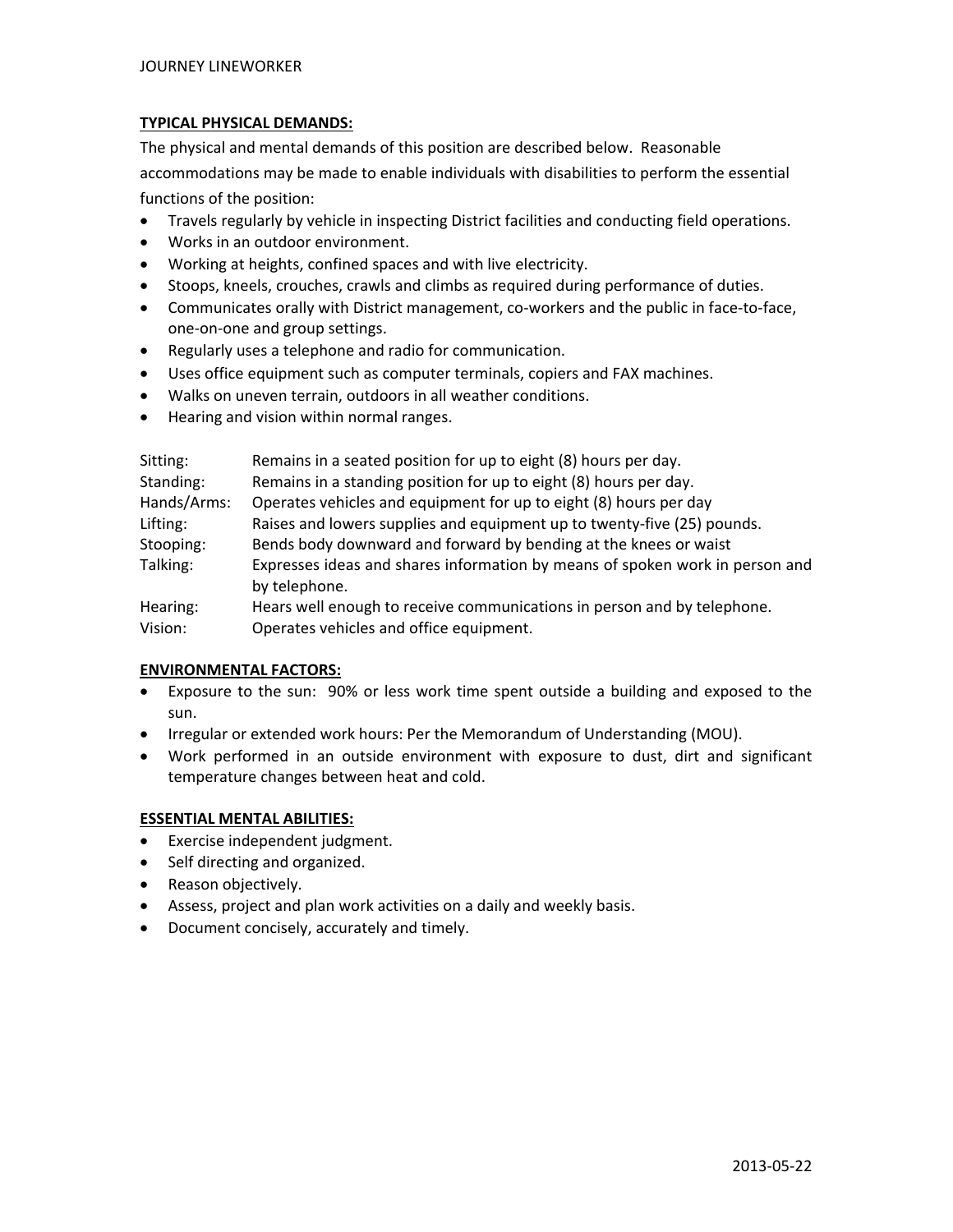**TYPICAL PHYSICAL DEMANDS:**

The physical and mental demands of this position are described below. Reasonable accommodations may be made to enable individuals with disabilities to perform the essential functions of the position:

- Travels regularly by vehicle in inspecting District facilities and conducting field operations.
- Works in an outdoor environment.
- Working at heights, confined spaces and with live electricity.
- Stoops, kneels, crouches, crawls and climbs as required during performance of duties.
- Communicates orally with District management, co-workers and the public in face-to-face, one-on-one and group settings.
- Regularly uses a telephone and radio for communication.
- Uses office equipment such as computer terminals, copiers and FAX machines.
- Walks on uneven terrain, outdoors in all weather conditions.
- Hearing and vision within normal ranges.

| | |
|---|---|
| Sitting: | Remains in a seated position for up to eight (8) hours per day. |
| Standing: | Remains in a standing position for up to eight (8) hours per day. |
| Hands/Arms: | Operates vehicles and equipment for up to eight (8) hours per day |
| Lifting: | Raises and lowers supplies and equipment up to twenty-five (25) pounds. |
| Stooping: | Bends body downward and forward by bending at the knees or waist |
| Talking: | Expresses ideas and shares information by means of spoken work in person and by telephone. |
| Hearing: | Hears well enough to receive communications in person and by telephone. |
| Vision: | Operates vehicles and office equipment. |

**ENVIRONMENTAL FACTORS:**

- Exposure to the sun: 90% or less work time spent outside a building and exposed to the sun.
- Irregular or extended work hours: Per the Memorandum of Understanding (MOU).
- Work performed in an outside environment with exposure to dust, dirt and significant temperature changes between heat and cold.

**ESSENTIAL MENTAL ABILITIES:**

- Exercise independent judgment.
- Self directing and organized.
- Reason objectively.
- Assess, project and plan work activities on a daily and weekly basis.
- Document concisely, accurately and timely.